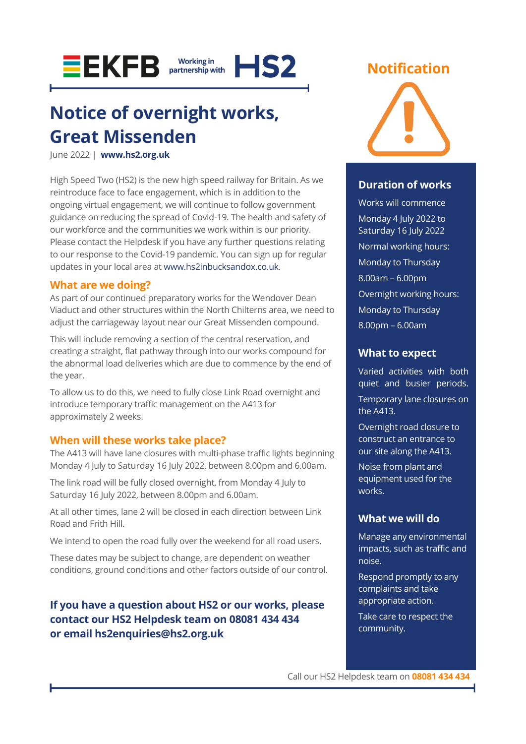EKFB Working in partnership with HS2

# Notice of overnight works, Great Missenden

June 2022 | **www.hs2.org.uk**

High Speed Two (HS2) is the new high speed railway for Britain. As we reintroduce face to face engagement, which is in addition to the ongoing virtual engagement, we will continue to follow government guidance on reducing the spread of Covid-19. The health and safety of our workforce and the communities we work within is our priority. Please contact the Helpdesk if you have any further questions relating to our response to the Covid-19 pandemic. You can sign up for regular updates in your local area at www.hs2inbucksandox.co.uk.

## What are we doing?

As part of our continued preparatory works for the Wendover Dean Viaduct and other structures within the North Chilterns area, we need to adjust the carriageway layout near our Great Missenden compound.

This will include removing a section of the central reservation, and creating a straight, flat pathway through into our works compound for the abnormal load deliveries which are due to commence by the end of the year.

To allow us to do this, we need to fully close Link Road overnight and introduce temporary traffic management on the A413 for approximately 2 weeks.

## When will these works take place?

The A413 will have lane closures with multi-phase traffic lights beginning Monday 4 July to Saturday 16 July 2022, between 8.00pm and 6.00am.

The link road will be fully closed overnight, from Monday 4 July to Saturday 16 July 2022, between 8.00pm and 6.00am.

At all other times, lane 2 will be closed in each direction between Link Road and Frith Hill.

We intend to open the road fully over the weekend for all road users.

These dates may be subject to change, are dependent on weather conditions, ground conditions and other factors outside of our control.

**If you have a question about HS2 or our works, please contact our HS2 Helpdesk team on 08081 434 434 or email hs2enquiries@hs2.org.uk**

## Notification

### Duration of works

Works will commence

Monday 4 July 2022 to Saturday 16 July 2022

Normal working hours:

Monday to Thursday

8.00am – 6.00pm

Overnight working hours:

Monday to Thursday

8.00pm – 6.00am

### What to expect

Varied activities with both quiet and busier periods.

Temporary lane closures on the A413.

Overnight road closure to construct an entrance to our site along the A413.

Noise from plant and equipment used for the works.

### What we will do

Manage any environmental impacts, such as traffic and noise.

Respond promptly to any complaints and take appropriate action.

Take care to respect the community.

Call our HS2 Helpdesk team on **08081 434 434**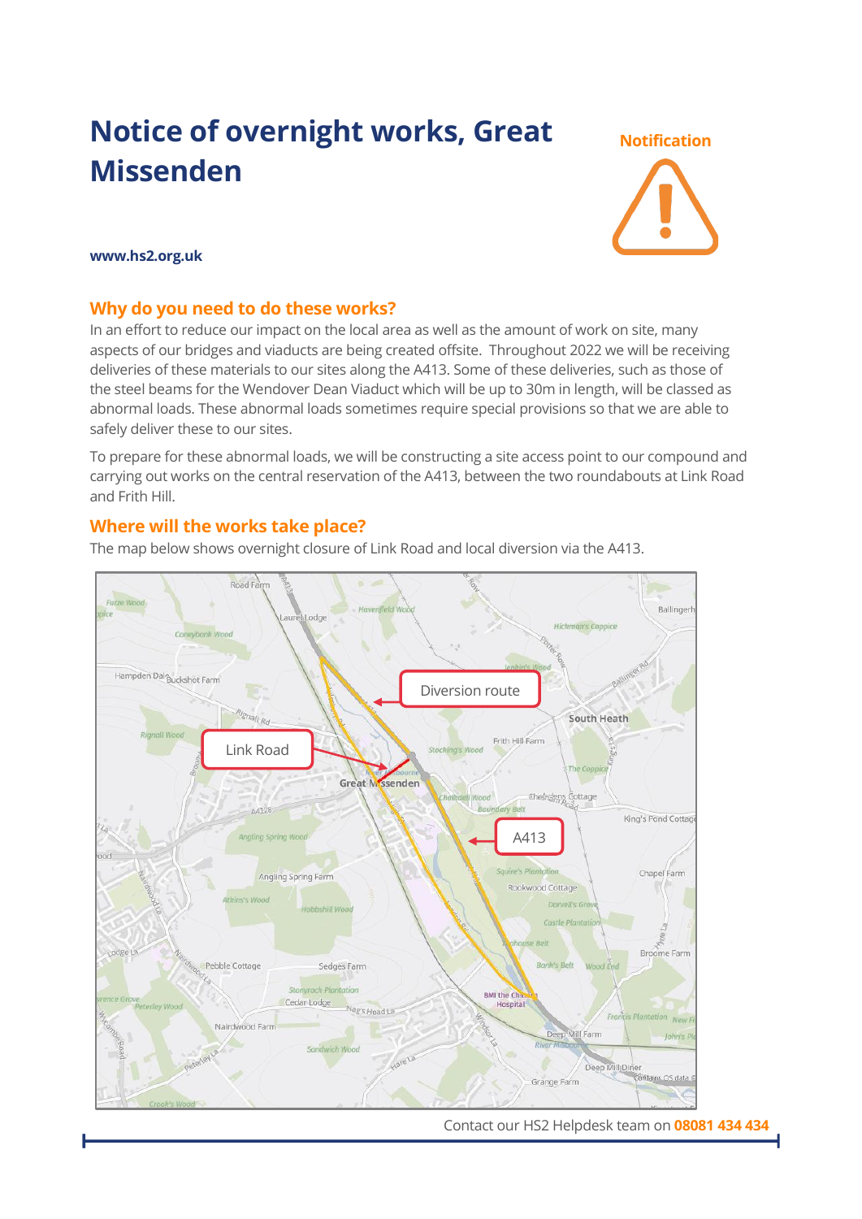# Notice of overnight works, Great Missenden

**Notification**

**www.hs2.org.uk**

## Why do you need to do these works?

In an effort to reduce our impact on the local area as well as the amount of work on site, many aspects of our bridges and viaducts are being created offsite. Throughout 2022 we will be receiving deliveries of these materials to our sites along the A413. Some of these deliveries, such as those of the steel beams for the Wendover Dean Viaduct which will be up to 30m in length, will be classed as abnormal loads. These abnormal loads sometimes require special provisions so that we are able to safely deliver these to our sites.

To prepare for these abnormal loads, we will be constructing a site access point to our compound and carrying out works on the central reservation of the A413, between the two roundabouts at Link Road and Frith Hill.

## Where will the works take place?

The map below shows overnight closure of Link Road and local diversion via the A413.

Diversion route

Link Road

A413

Contact our HS2 Helpdesk team on **08081 434 434**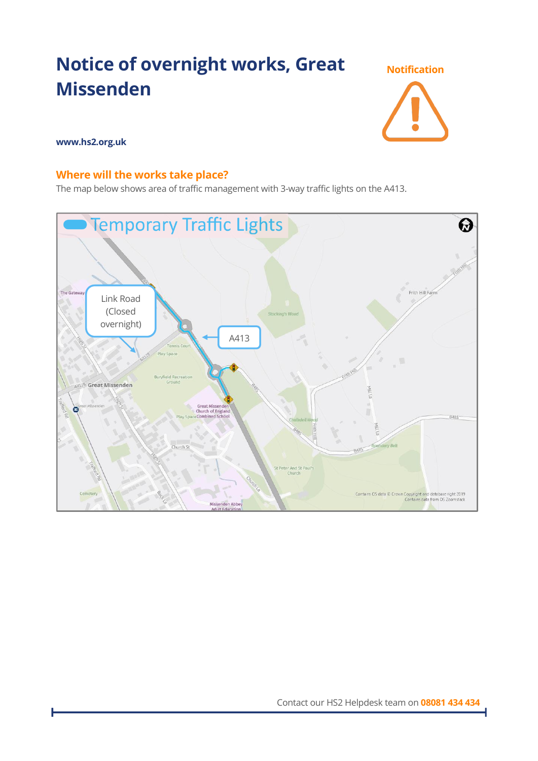# Notice of overnight works, Great Missenden

**Notification**

**www.hs2.org.uk**

## Where will the works take place?

The map below shows area of traffic management with 3-way traffic lights on the A413.

Temporary Traffic Lights

Link Road (Closed overnight)

A413

Contact our HS2 Helpdesk team on **08081 434 434**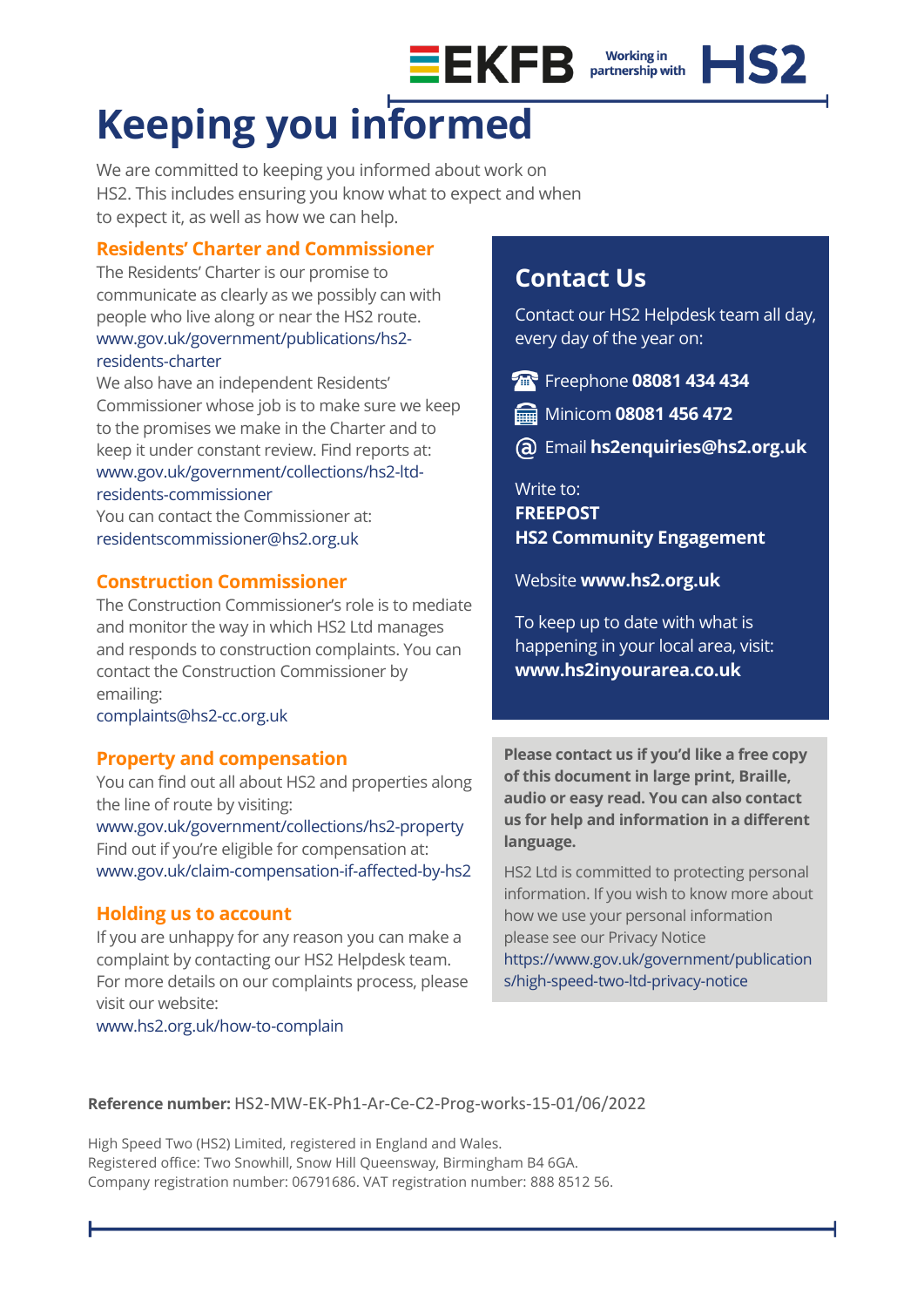EKFB Working in partnership with HS2

# Keeping you informed

We are committed to keeping you informed about work on HS2. This includes ensuring you know what to expect and when to expect it, as well as how we can help.

## Residents' Charter and Commissioner

The Residents' Charter is our promise to communicate as clearly as we possibly can with people who live along or near the HS2 route.
www.gov.uk/government/publications/hs2-residents-charter

We also have an independent Residents' Commissioner whose job is to make sure we keep to the promises we make in the Charter and to keep it under constant review. Find reports at:
www.gov.uk/government/collections/hs2-ltd-residents-commissioner

You can contact the Commissioner at:
residentscommissioner@hs2.org.uk

## Construction Commissioner

The Construction Commissioner's role is to mediate and monitor the way in which HS2 Ltd manages and responds to construction complaints. You can contact the Construction Commissioner by emailing:
complaints@hs2-cc.org.uk

## Property and compensation

You can find out all about HS2 and properties along the line of route by visiting:
www.gov.uk/government/collections/hs2-property

Find out if you're eligible for compensation at:
www.gov.uk/claim-compensation-if-affected-by-hs2

## Holding us to account

If you are unhappy for any reason you can make a complaint by contacting our HS2 Helpdesk team. For more details on our complaints process, please visit our website:
www.hs2.org.uk/how-to-complain

## Contact Us

Contact our HS2 Helpdesk team all day, every day of the year on:

- Freephone **08081 434 434**
- Minicom **08081 456 472**
- Email **hs2enquiries@hs2.org.uk**

Write to:
**FREEPOST**
**HS2 Community Engagement**

Website **www.hs2.org.uk**

To keep up to date with what is happening in your local area, visit:
**www.hs2inyourarea.co.uk**

**Please contact us if you'd like a free copy of this document in large print, Braille, audio or easy read. You can also contact us for help and information in a different language.**

HS2 Ltd is committed to protecting personal information. If you wish to know more about how we use your personal information please see our Privacy Notice
https://www.gov.uk/government/publications/high-speed-two-ltd-privacy-notice

**Reference number:** HS2-MW-EK-Ph1-Ar-Ce-C2-Prog-works-15-01/06/2022

High Speed Two (HS2) Limited, registered in England and Wales.
Registered office: Two Snowhill, Snow Hill Queensway, Birmingham B4 6GA.
Company registration number: 06791686. VAT registration number: 888 8512 56.